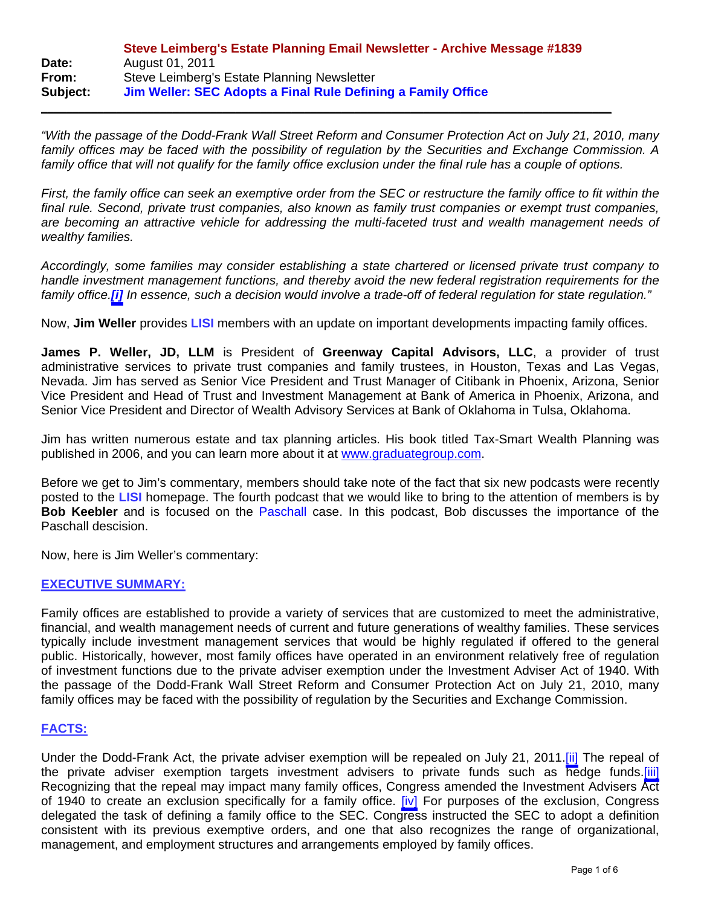**Steve Leimberg's Estate Planning Email Newsletter - Archive Message #1839**

**Date:** August 01, 2011
**From:** Steve Leimberg's Estate Planning Newsletter
**Subject:** **Jim Weller: SEC Adopts a Final Rule Defining a Family Office**

---

*"With the passage of the Dodd-Frank Wall Street Reform and Consumer Protection Act on July 21, 2010, many family offices may be faced with the possibility of regulation by the Securities and Exchange Commission. A family office that will not qualify for the family office exclusion under the final rule has a couple of options.*

*First, the family office can seek an exemptive order from the SEC or restructure the family office to fit within the final rule. Second, private trust companies, also known as family trust companies or exempt trust companies, are becoming an attractive vehicle for addressing the multi-faceted trust and wealth management needs of wealthy families.*

*Accordingly, some families may consider establishing a state chartered or licensed private trust company to handle investment management functions, and thereby avoid the new federal registration requirements for the family office.[i] In essence, such a decision would involve a trade-off of federal regulation for state regulation."*

Now, **Jim Weller** provides **LISI** members with an update on important developments impacting family offices.

**James P. Weller, JD, LLM** is President of **Greenway Capital Advisors, LLC**, a provider of trust administrative services to private trust companies and family trustees, in Houston, Texas and Las Vegas, Nevada. Jim has served as Senior Vice President and Trust Manager of Citibank in Phoenix, Arizona, Senior Vice President and Head of Trust and Investment Management at Bank of America in Phoenix, Arizona, and Senior Vice President and Director of Wealth Advisory Services at Bank of Oklahoma in Tulsa, Oklahoma.

Jim has written numerous estate and tax planning articles. His book titled Tax-Smart Wealth Planning was published in 2006, and you can learn more about it at www.graduategroup.com.

Before we get to Jim's commentary, members should take note of the fact that six new podcasts were recently posted to the **LISI** homepage. The fourth podcast that we would like to bring to the attention of members is by **Bob Keebler** and is focused on the Paschall case. In this podcast, Bob discusses the importance of the Paschall descision.

Now, here is Jim Weller's commentary:

## EXECUTIVE SUMMARY:

Family offices are established to provide a variety of services that are customized to meet the administrative, financial, and wealth management needs of current and future generations of wealthy families. These services typically include investment management services that would be highly regulated if offered to the general public. Historically, however, most family offices have operated in an environment relatively free of regulation of investment functions due to the private adviser exemption under the Investment Adviser Act of 1940. With the passage of the Dodd-Frank Wall Street Reform and Consumer Protection Act on July 21, 2010, many family offices may be faced with the possibility of regulation by the Securities and Exchange Commission.

## FACTS:

Under the Dodd-Frank Act, the private adviser exemption will be repealed on July 21, 2011.[ii] The repeal of the private adviser exemption targets investment advisers to private funds such as hedge funds.[iii] Recognizing that the repeal may impact many family offices, Congress amended the Investment Advisers Act of 1940 to create an exclusion specifically for a family office. [iv] For purposes of the exclusion, Congress delegated the task of defining a family office to the SEC. Congress instructed the SEC to adopt a definition consistent with its previous exemptive orders, and one that also recognizes the range of organizational, management, and employment structures and arrangements employed by family offices.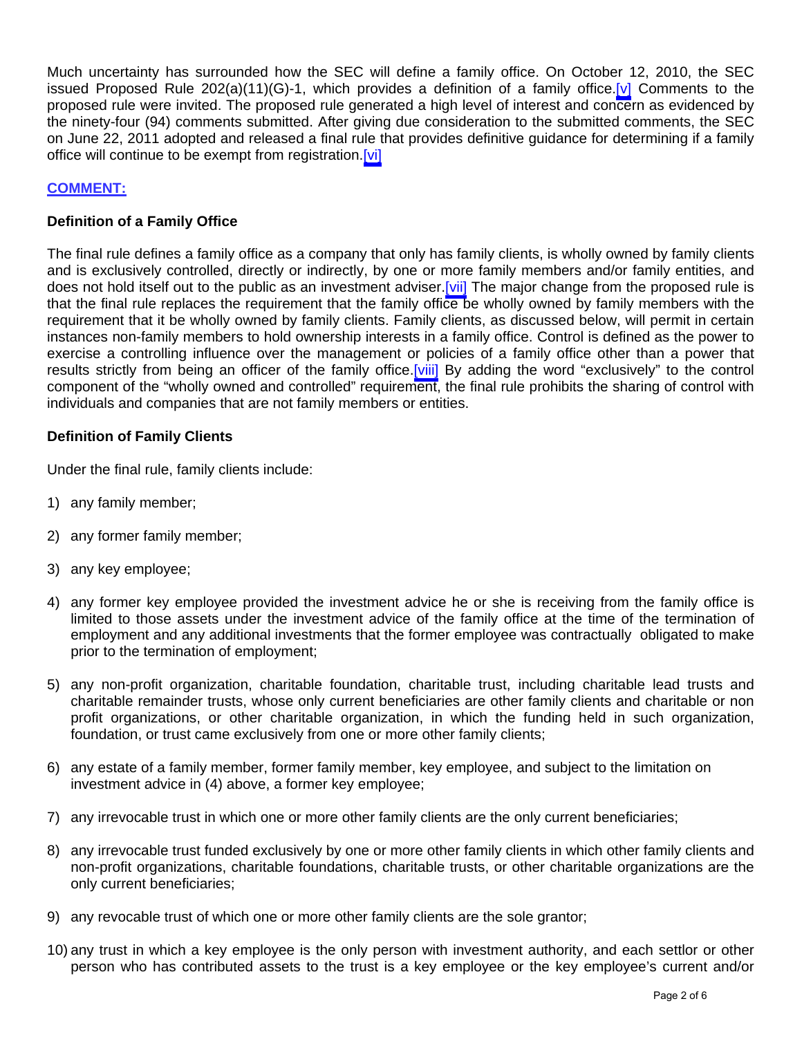Much uncertainty has surrounded how the SEC will define a family office. On October 12, 2010, the SEC issued Proposed Rule 202(a)(11)(G)-1, which provides a definition of a family office.[v] Comments to the proposed rule were invited. The proposed rule generated a high level of interest and concern as evidenced by the ninety-four (94) comments submitted. After giving due consideration to the submitted comments, the SEC on June 22, 2011 adopted and released a final rule that provides definitive guidance for determining if a family office will continue to be exempt from registration.[vi]

## COMMENT:

### Definition of a Family Office

The final rule defines a family office as a company that only has family clients, is wholly owned by family clients and is exclusively controlled, directly or indirectly, by one or more family members and/or family entities, and does not hold itself out to the public as an investment adviser.[vii] The major change from the proposed rule is that the final rule replaces the requirement that the family office be wholly owned by family members with the requirement that it be wholly owned by family clients. Family clients, as discussed below, will permit in certain instances non-family members to hold ownership interests in a family office. Control is defined as the power to exercise a controlling influence over the management or policies of a family office other than a power that results strictly from being an officer of the family office.[viii] By adding the word "exclusively" to the control component of the "wholly owned and controlled" requirement, the final rule prohibits the sharing of control with individuals and companies that are not family members or entities.

### Definition of Family Clients

Under the final rule, family clients include:

1) any family member;

2) any former family member;

3) any key employee;

4) any former key employee provided the investment advice he or she is receiving from the family office is limited to those assets under the investment advice of the family office at the time of the termination of employment and any additional investments that the former employee was contractually obligated to make prior to the termination of employment;

5) any non-profit organization, charitable foundation, charitable trust, including charitable lead trusts and charitable remainder trusts, whose only current beneficiaries are other family clients and charitable or non profit organizations, or other charitable organization, in which the funding held in such organization, foundation, or trust came exclusively from one or more other family clients;

6) any estate of a family member, former family member, key employee, and subject to the limitation on investment advice in (4) above, a former key employee;

7) any irrevocable trust in which one or more other family clients are the only current beneficiaries;

8) any irrevocable trust funded exclusively by one or more other family clients in which other family clients and non-profit organizations, charitable foundations, charitable trusts, or other charitable organizations are the only current beneficiaries;

9) any revocable trust of which one or more other family clients are the sole grantor;

10) any trust in which a key employee is the only person with investment authority, and each settlor or other person who has contributed assets to the trust is a key employee or the key employee's current and/or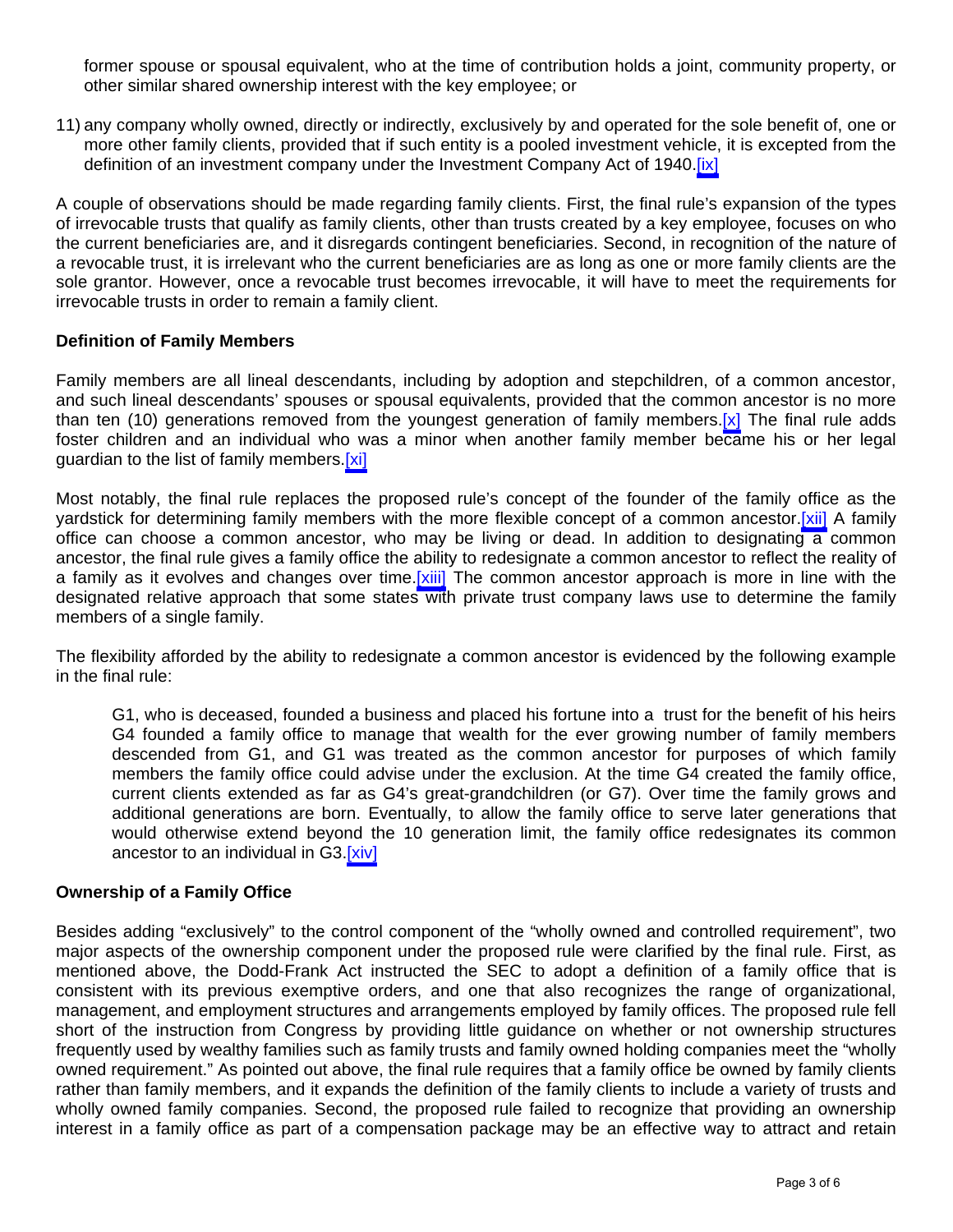former spouse or spousal equivalent, who at the time of contribution holds a joint, community property, or other similar shared ownership interest with the key employee; or

11) any company wholly owned, directly or indirectly, exclusively by and operated for the sole benefit of, one or more other family clients, provided that if such entity is a pooled investment vehicle, it is excepted from the definition of an investment company under the Investment Company Act of 1940.[ix]

A couple of observations should be made regarding family clients. First, the final rule's expansion of the types of irrevocable trusts that qualify as family clients, other than trusts created by a key employee, focuses on who the current beneficiaries are, and it disregards contingent beneficiaries. Second, in recognition of the nature of a revocable trust, it is irrelevant who the current beneficiaries are as long as one or more family clients are the sole grantor. However, once a revocable trust becomes irrevocable, it will have to meet the requirements for irrevocable trusts in order to remain a family client.

**Definition of Family Members**

Family members are all lineal descendants, including by adoption and stepchildren, of a common ancestor, and such lineal descendants' spouses or spousal equivalents, provided that the common ancestor is no more than ten (10) generations removed from the youngest generation of family members.[x] The final rule adds foster children and an individual who was a minor when another family member became his or her legal guardian to the list of family members.[xi]

Most notably, the final rule replaces the proposed rule's concept of the founder of the family office as the yardstick for determining family members with the more flexible concept of a common ancestor.[xii] A family office can choose a common ancestor, who may be living or dead. In addition to designating a common ancestor, the final rule gives a family office the ability to redesignate a common ancestor to reflect the reality of a family as it evolves and changes over time.[xiii] The common ancestor approach is more in line with the designated relative approach that some states with private trust company laws use to determine the family members of a single family.

The flexibility afforded by the ability to redesignate a common ancestor is evidenced by the following example in the final rule:

> G1, who is deceased, founded a business and placed his fortune into a trust for the benefit of his heirs G4 founded a family office to manage that wealth for the ever growing number of family members descended from G1, and G1 was treated as the common ancestor for purposes of which family members the family office could advise under the exclusion. At the time G4 created the family office, current clients extended as far as G4's great-grandchildren (or G7). Over time the family grows and additional generations are born. Eventually, to allow the family office to serve later generations that would otherwise extend beyond the 10 generation limit, the family office redesignates its common ancestor to an individual in G3.[xiv]

**Ownership of a Family Office**

Besides adding "exclusively" to the control component of the "wholly owned and controlled requirement", two major aspects of the ownership component under the proposed rule were clarified by the final rule. First, as mentioned above, the Dodd-Frank Act instructed the SEC to adopt a definition of a family office that is consistent with its previous exemptive orders, and one that also recognizes the range of organizational, management, and employment structures and arrangements employed by family offices. The proposed rule fell short of the instruction from Congress by providing little guidance on whether or not ownership structures frequently used by wealthy families such as family trusts and family owned holding companies meet the "wholly owned requirement." As pointed out above, the final rule requires that a family office be owned by family clients rather than family members, and it expands the definition of the family clients to include a variety of trusts and wholly owned family companies. Second, the proposed rule failed to recognize that providing an ownership interest in a family office as part of a compensation package may be an effective way to attract and retain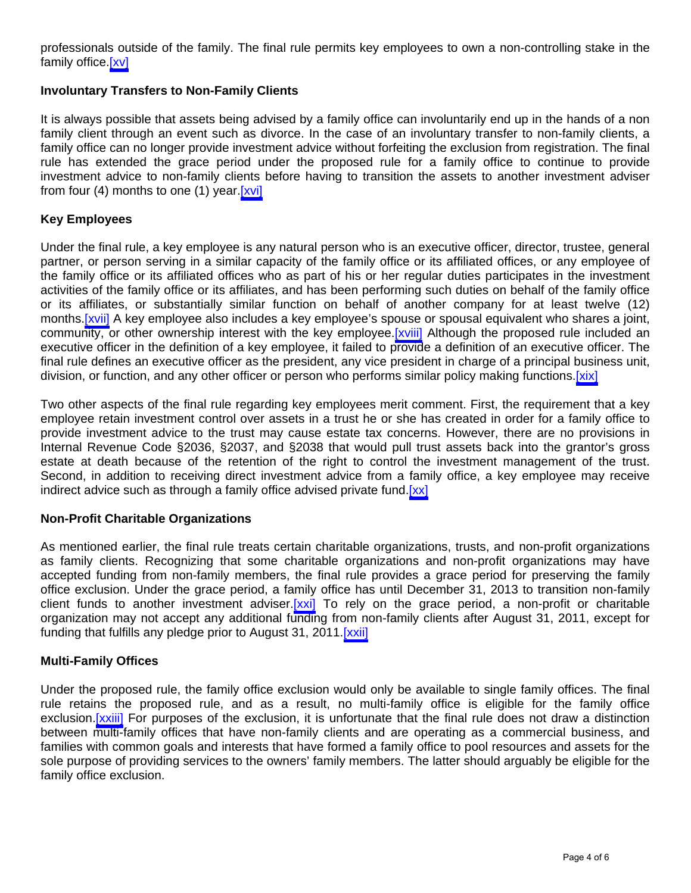professionals outside of the family. The final rule permits key employees to own a non-controlling stake in the family office.[xv]

### Involuntary Transfers to Non-Family Clients

It is always possible that assets being advised by a family office can involuntarily end up in the hands of a non family client through an event such as divorce. In the case of an involuntary transfer to non-family clients, a family office can no longer provide investment advice without forfeiting the exclusion from registration. The final rule has extended the grace period under the proposed rule for a family office to continue to provide investment advice to non-family clients before having to transition the assets to another investment adviser from four (4) months to one (1) year.[xvi]

### Key Employees

Under the final rule, a key employee is any natural person who is an executive officer, director, trustee, general partner, or person serving in a similar capacity of the family office or its affiliated offices, or any employee of the family office or its affiliated offices who as part of his or her regular duties participates in the investment activities of the family office or its affiliates, and has been performing such duties on behalf of the family office or its affiliates, or substantially similar function on behalf of another company for at least twelve (12) months.[xvii] A key employee also includes a key employee's spouse or spousal equivalent who shares a joint, community, or other ownership interest with the key employee.[xviii] Although the proposed rule included an executive officer in the definition of a key employee, it failed to provide a definition of an executive officer. The final rule defines an executive officer as the president, any vice president in charge of a principal business unit, division, or function, and any other officer or person who performs similar policy making functions.[xix]

Two other aspects of the final rule regarding key employees merit comment. First, the requirement that a key employee retain investment control over assets in a trust he or she has created in order for a family office to provide investment advice to the trust may cause estate tax concerns. However, there are no provisions in Internal Revenue Code §2036, §2037, and §2038 that would pull trust assets back into the grantor's gross estate at death because of the retention of the right to control the investment management of the trust. Second, in addition to receiving direct investment advice from a family office, a key employee may receive indirect advice such as through a family office advised private fund.[xx]

### Non-Profit Charitable Organizations

As mentioned earlier, the final rule treats certain charitable organizations, trusts, and non-profit organizations as family clients. Recognizing that some charitable organizations and non-profit organizations may have accepted funding from non-family members, the final rule provides a grace period for preserving the family office exclusion. Under the grace period, a family office has until December 31, 2013 to transition non-family client funds to another investment adviser.[xxi] To rely on the grace period, a non-profit or charitable organization may not accept any additional funding from non-family clients after August 31, 2011, except for funding that fulfills any pledge prior to August 31, 2011.[xxii]

### Multi-Family Offices

Under the proposed rule, the family office exclusion would only be available to single family offices. The final rule retains the proposed rule, and as a result, no multi-family office is eligible for the family office exclusion.[xxiii] For purposes of the exclusion, it is unfortunate that the final rule does not draw a distinction between multi-family offices that have non-family clients and are operating as a commercial business, and families with common goals and interests that have formed a family office to pool resources and assets for the sole purpose of providing services to the owners' family members. The latter should arguably be eligible for the family office exclusion.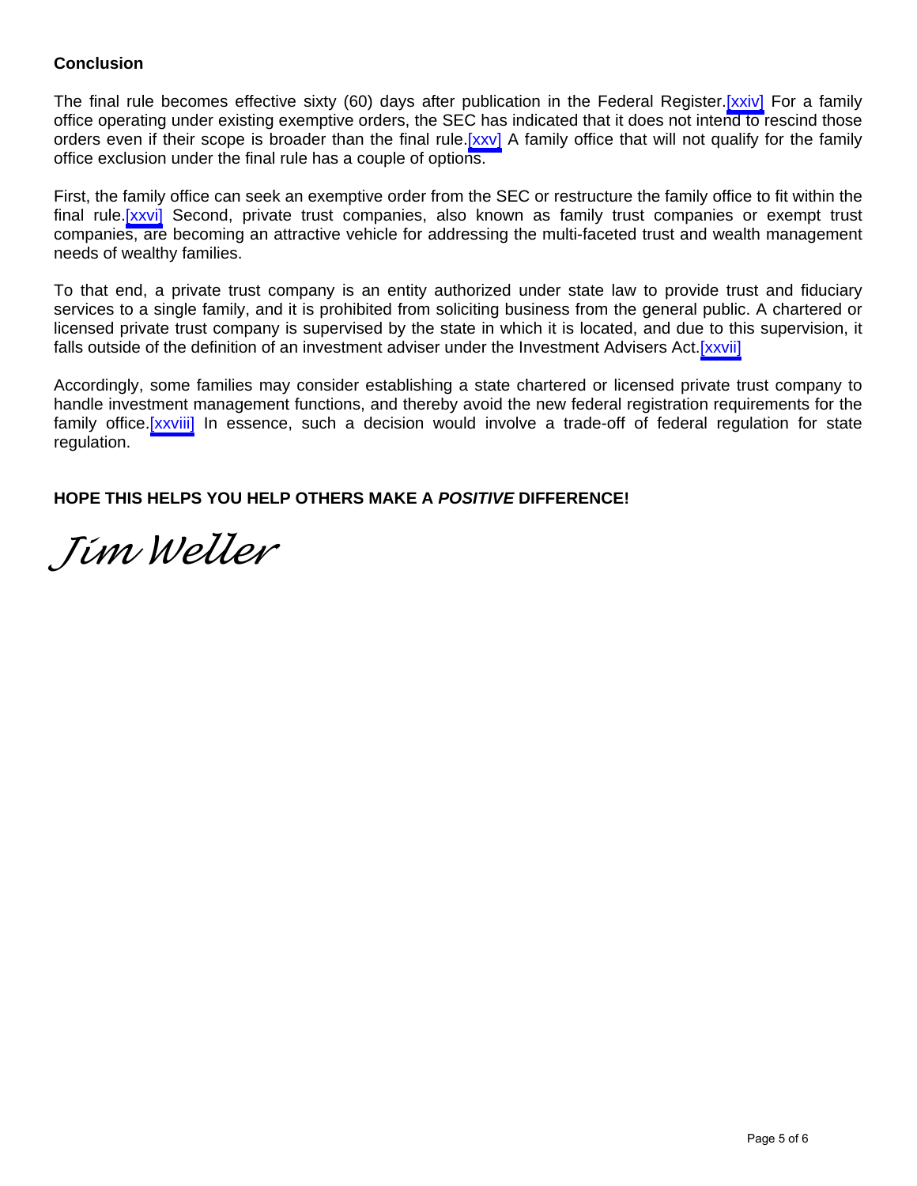## Conclusion

The final rule becomes effective sixty (60) days after publication in the Federal Register.[xxiv] For a family office operating under existing exemptive orders, the SEC has indicated that it does not intend to rescind those orders even if their scope is broader than the final rule.[xxv] A family office that will not qualify for the family office exclusion under the final rule has a couple of options.

First, the family office can seek an exemptive order from the SEC or restructure the family office to fit within the final rule.[xxvi] Second, private trust companies, also known as family trust companies or exempt trust companies, are becoming an attractive vehicle for addressing the multi-faceted trust and wealth management needs of wealthy families.

To that end, a private trust company is an entity authorized under state law to provide trust and fiduciary services to a single family, and it is prohibited from soliciting business from the general public. A chartered or licensed private trust company is supervised by the state in which it is located, and due to this supervision, it falls outside of the definition of an investment adviser under the Investment Advisers Act.[xxvii]

Accordingly, some families may consider establishing a state chartered or licensed private trust company to handle investment management functions, and thereby avoid the new federal registration requirements for the family office.[xxviii] In essence, such a decision would involve a trade-off of federal regulation for state regulation.

**HOPE THIS HELPS YOU HELP OTHERS MAKE A *POSITIVE* DIFFERENCE!**

*Jim Weller*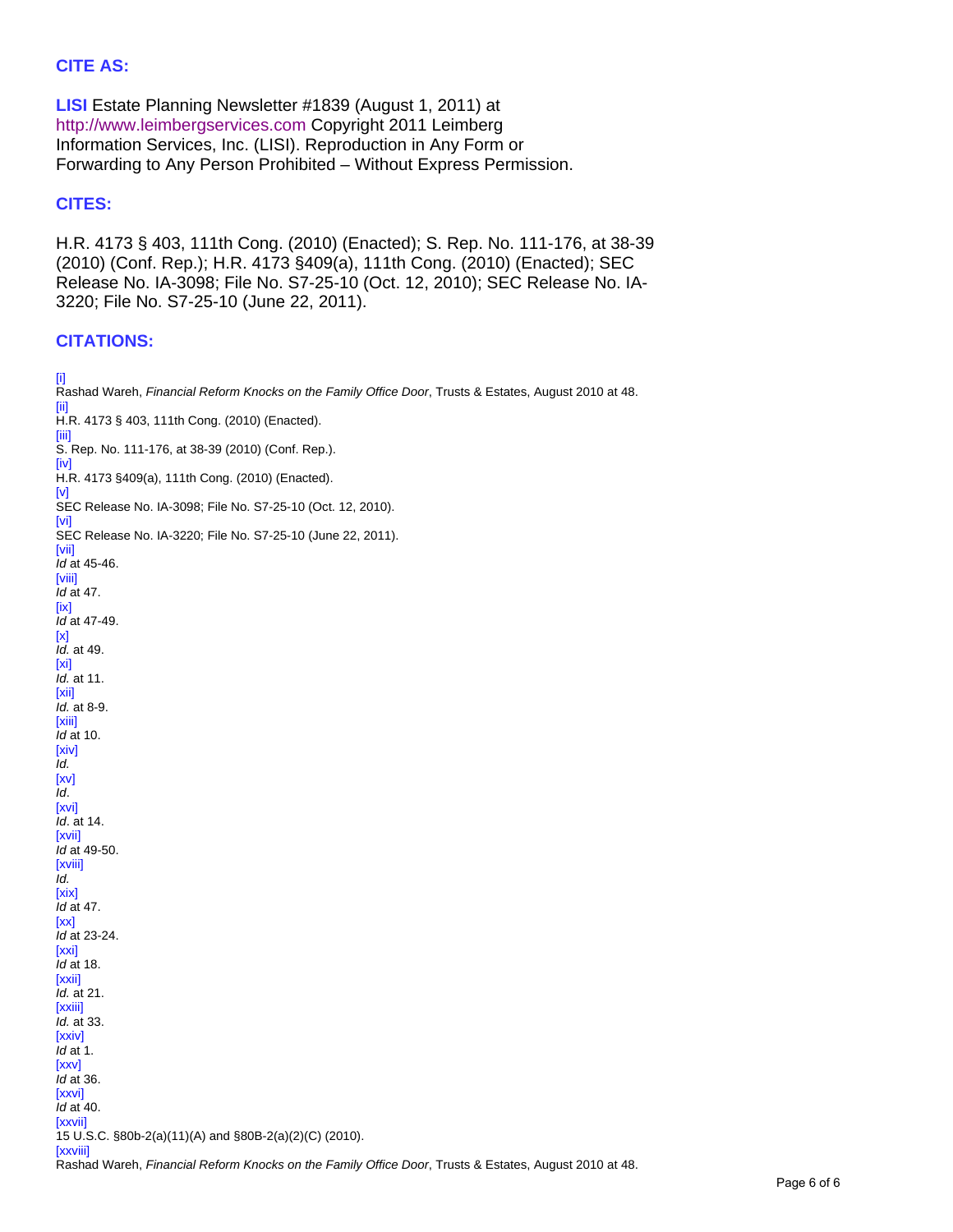## CITE AS:

**LISI** Estate Planning Newsletter #1839 (August 1, 2011) at http://www.leimbergservices.com Copyright 2011 Leimberg Information Services, Inc. (LISI). Reproduction in Any Form or Forwarding to Any Person Prohibited – Without Express Permission.

## CITES:

H.R. 4173 § 403, 111th Cong. (2010) (Enacted); S. Rep. No. 111-176, at 38-39 (2010) (Conf. Rep.); H.R. 4173 §409(a), 111th Cong. (2010) (Enacted); SEC Release No. IA-3098; File No. S7-25-10 (Oct. 12, 2010); SEC Release No. IA-3220; File No. S7-25-10 (June 22, 2011).

## CITATIONS:

[i]
Rashad Wareh, *Financial Reform Knocks on the Family Office Door*, Trusts & Estates, August 2010 at 48.
[ii]
H.R. 4173 § 403, 111th Cong. (2010) (Enacted).
[iii]
S. Rep. No. 111-176, at 38-39 (2010) (Conf. Rep.).
[iv]
H.R. 4173 §409(a), 111th Cong. (2010) (Enacted).
[v]
SEC Release No. IA-3098; File No. S7-25-10 (Oct. 12, 2010).
[vi]
SEC Release No. IA-3220; File No. S7-25-10 (June 22, 2011).
[vii]
*Id* at 45-46.
[viii]
*Id* at 47.
[ix]
*Id* at 47-49.
[x]
*Id.* at 49.
[xi]
*Id.* at 11.
[xii]
*Id.* at 8-9.
[xiii]
*Id* at 10.
[xiv]
*Id.*
[xv]
*Id*.
[xvi]
*Id*. at 14.
[xvii]
*Id* at 49-50.
[xviii]
*Id.*
[xix]
*Id* at 47.
[xx]
*Id* at 23-24.
[xxi]
*Id* at 18.
[xxii]
*Id.* at 21.
[xxiii]
*Id.* at 33.
[xxiv]
*Id* at 1.
[xxv]
*Id* at 36.
[xxvi]
*Id* at 40.
[xxvii]
15 U.S.C. §80b-2(a)(11)(A) and §80B-2(a)(2)(C) (2010).
[xxviii]
Rashad Wareh, *Financial Reform Knocks on the Family Office Door*, Trusts & Estates, August 2010 at 48.